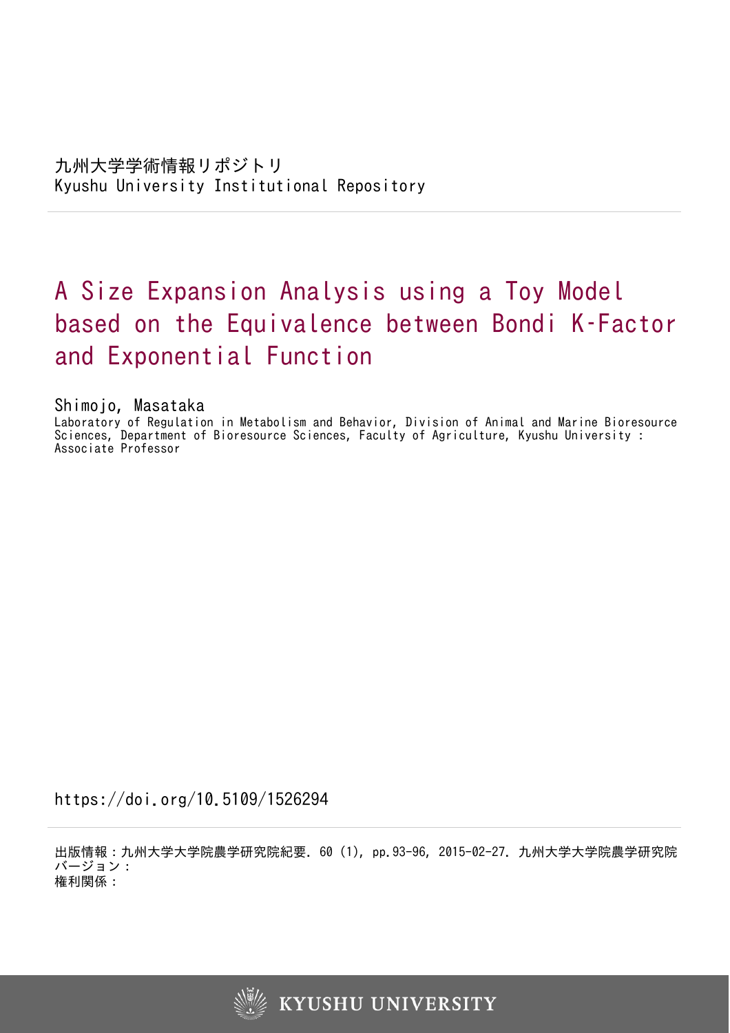九州大学学術情報リポジトリ
Kyushu University Institutional Repository

# A Size Expansion Analysis using a Toy Model based on the Equivalence between Bondi K-Factor and Exponential Function

Shimojo, Masataka
Laboratory of Regulation in Metabolism and Behavior, Division of Animal and Marine Bioresource Sciences, Department of Bioresource Sciences, Faculty of Agriculture, Kyushu University : Associate Professor

https://doi.org/10.5109/1526294

出版情報：九州大学大学院農学研究院紀要. 60 (1), pp.93-96, 2015-02-27. 九州大学大学院農学研究院
バージョン：
権利関係：

KYUSHU UNIVERSITY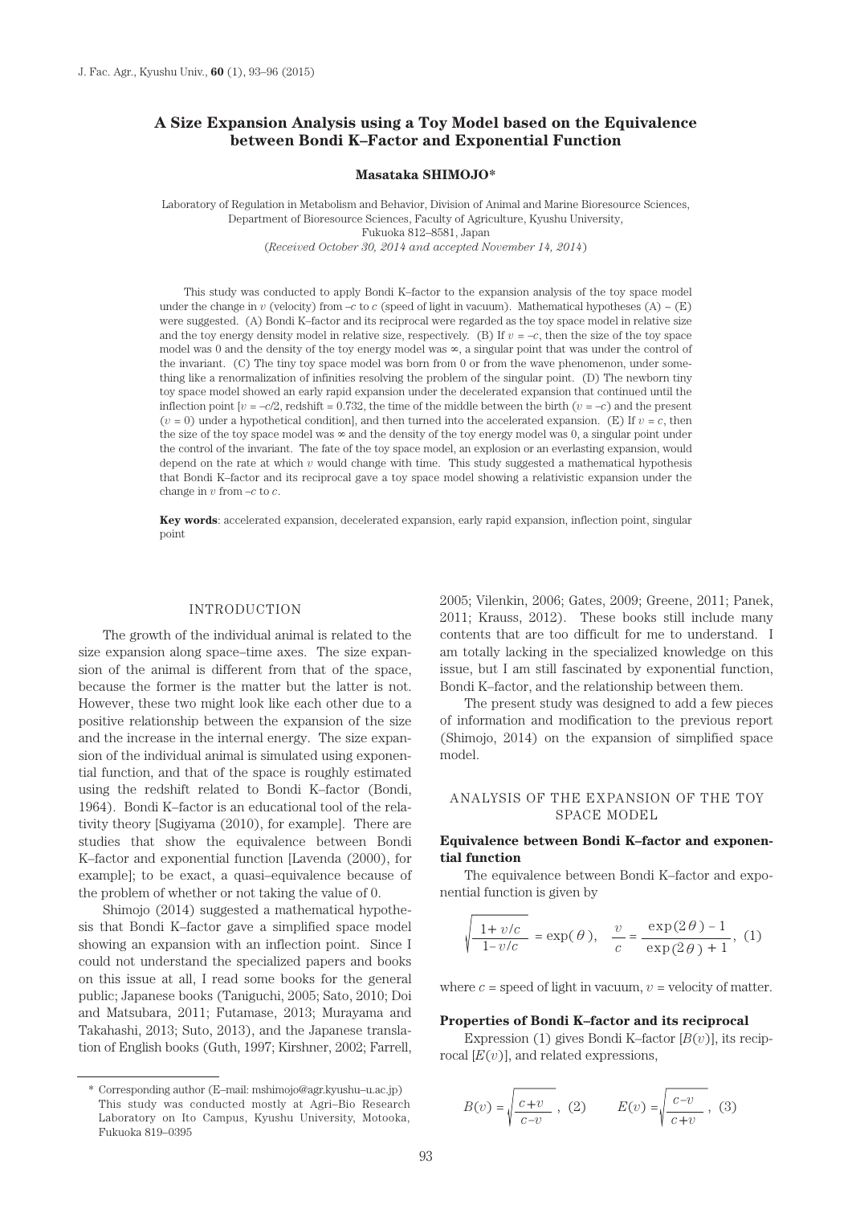# A Size Expansion Analysis using a Toy Model based on the Equivalence between Bondi K–Factor and Exponential Function

**Masataka SHIMOJO***

Laboratory of Regulation in Metabolism and Behavior, Division of Animal and Marine Bioresource Sciences, Department of Bioresource Sciences, Faculty of Agriculture, Kyushu University, Fukuoka 812–8581, Japan

(*Received October 30, 2014 and accepted November 14, 2014*)

This study was conducted to apply Bondi K–factor to the expansion analysis of the toy space model under the change in $v$ (velocity) from $-c$ to $c$ (speed of light in vacuum). Mathematical hypotheses (A) ~ (E) were suggested. (A) Bondi K–factor and its reciprocal were regarded as the toy space model in relative size and the toy energy density model in relative size, respectively. (B) If $v = -c$, then the size of the toy space model was 0 and the density of the toy energy model was $\infty$, a singular point that was under the control of the invariant. (C) The tiny toy space model was born from 0 or from the wave phenomenon, under something like a renormalization of infinities resolving the problem of the singular point. (D) The newborn tiny toy space model showed an early rapid expansion under the decelerated expansion that continued until the inflection point [$v = -c/2$, redshift = 0.732, the time of the middle between the birth ($v = -c$) and the present ($v = 0$) under a hypothetical condition], and then turned into the accelerated expansion. (E) If $v = c$, then the size of the toy space model was $\infty$ and the density of the toy energy model was 0, a singular point under the control of the invariant. The fate of the toy space model, an explosion or an everlasting expansion, would depend on the rate at which $v$ would change with time. This study suggested a mathematical hypothesis that Bondi K–factor and its reciprocal gave a toy space model showing a relativistic expansion under the change in $v$ from $-c$ to $c$.

**Key words**: accelerated expansion, decelerated expansion, early rapid expansion, inflection point, singular point

## INTRODUCTION

The growth of the individual animal is related to the size expansion along space–time axes. The size expansion of the animal is different from that of the space, because the former is the matter but the latter is not. However, these two might look like each other due to a positive relationship between the expansion of the size and the increase in the internal energy. The size expansion of the individual animal is simulated using exponential function, and that of the space is roughly estimated using the redshift related to Bondi K–factor (Bondi, 1964). Bondi K–factor is an educational tool of the relativity theory [Sugiyama (2010), for example]. There are studies that show the equivalence between Bondi K–factor and exponential function [Lavenda (2000), for example]; to be exact, a quasi–equivalence because of the problem of whether or not taking the value of 0.

Shimojo (2014) suggested a mathematical hypothesis that Bondi K–factor gave a simplified space model showing an expansion with an inflection point. Since I could not understand the specialized papers and books on this issue at all, I read some books for the general public; Japanese books (Taniguchi, 2005; Sato, 2010; Doi and Matsubara, 2011; Futamase, 2013; Murayama and Takahashi, 2013; Suto, 2013), and the Japanese translation of English books (Guth, 1997; Kirshner, 2002; Farrell, 2005; Vilenkin, 2006; Gates, 2009; Greene, 2011; Panek, 2011; Krauss, 2012). These books still include many contents that are too difficult for me to understand. I am totally lacking in the specialized knowledge on this issue, but I am still fascinated by exponential function, Bondi K–factor, and the relationship between them.

The present study was designed to add a few pieces of information and modification to the previous report (Shimojo, 2014) on the expansion of simplified space model.

## ANALYSIS OF THE EXPANSION OF THE TOY SPACE MODEL

### Equivalence between Bondi K–factor and exponential function

The equivalence between Bondi K–factor and exponential function is given by

$$\sqrt{\frac{1+v/c}{1-v/c}} = \exp(\theta), \quad \frac{v}{c} = \frac{\exp(2\theta)-1}{\exp(2\theta)+1}, \quad (1)$$

where $c$ = speed of light in vacuum, $v$ = velocity of matter.

### Properties of Bondi K–factor and its reciprocal

Expression (1) gives Bondi K–factor [$B(v)$], its reciprocal [$E(v)$], and related expressions,

$$B(v) = \sqrt{\frac{c+v}{c-v}}, \quad (2) \qquad E(v) = \sqrt{\frac{c-v}{c+v}}, \quad (3)$$

\* Corresponding author (E–mail: mshimojo@agr.kyushu–u.ac.jp)
This study was conducted mostly at Agri–Bio Research Laboratory on Ito Campus, Kyushu University, Motooka, Fukuoka 819–0395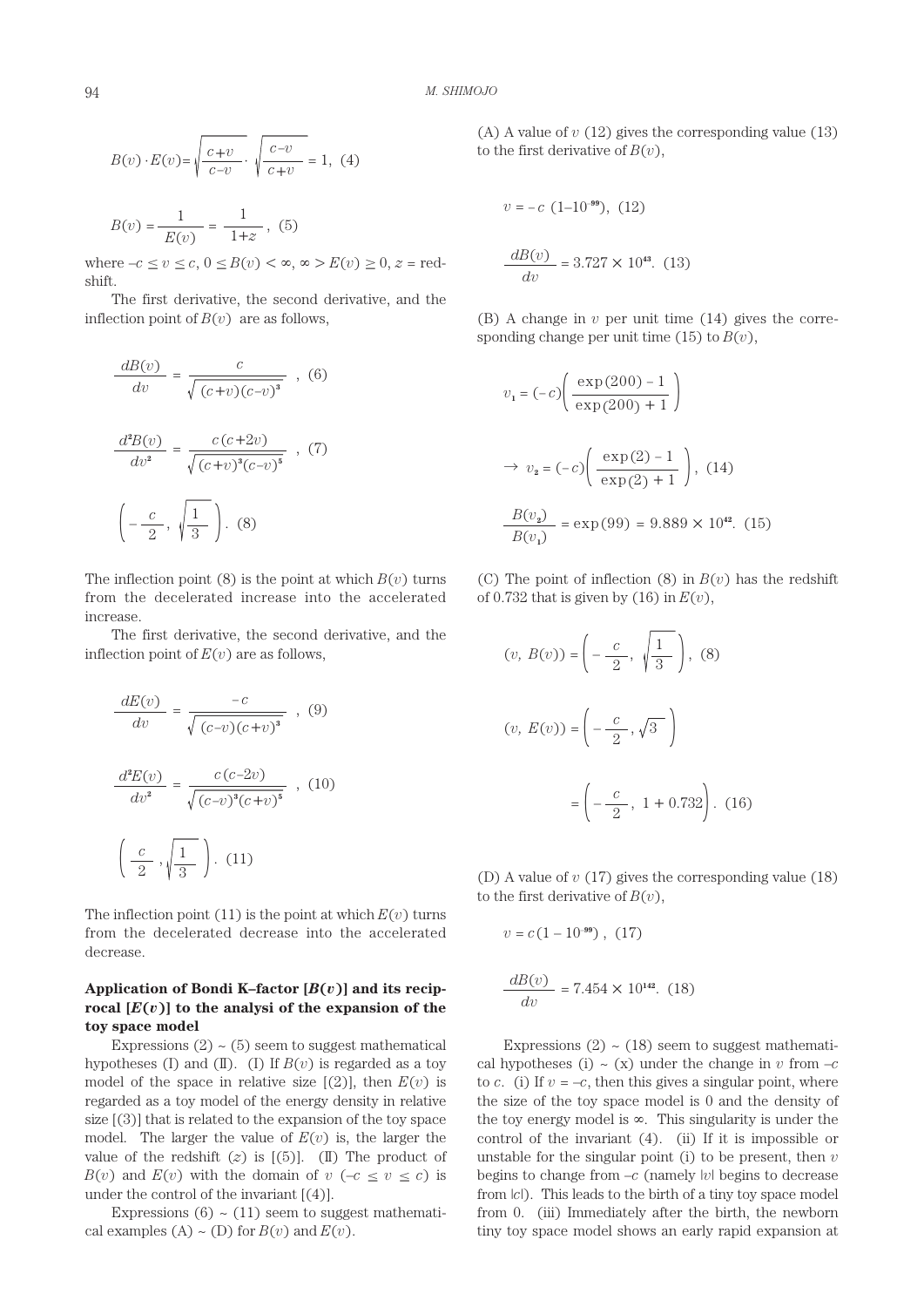$$B(v) \cdot E(v) = \sqrt{\frac{c+v}{c-v}} \cdot \sqrt{\frac{c-v}{c+v}} = 1, \quad (4)$$

$$B(v) = \frac{1}{E(v)} = \frac{1}{1+z}, \quad (5)$$

where $-c \leq v \leq c$, $0 \leq B(v) < \infty$, $\infty > E(v) \geq 0$, $z$ = redshift.

The first derivative, the second derivative, and the inflection point of $B(v)$ are as follows,

$$\frac{dB(v)}{dv} = \frac{c}{\sqrt{(c+v)(c-v)^3}}, \quad (6)$$

$$\frac{d^2B(v)}{dv^2} = \frac{c(c+2v)}{\sqrt{(c+v)^3(c-v)^5}}, \quad (7)$$

$$\left(-\frac{c}{2}, \sqrt{\frac{1}{3}}\right). \quad (8)$$

The inflection point (8) is the point at which $B(v)$ turns from the decelerated increase into the accelerated increase.

The first derivative, the second derivative, and the inflection point of $E(v)$ are as follows,

$$\frac{dE(v)}{dv} = \frac{-c}{\sqrt{(c-v)(c+v)^3}}, \quad (9)$$

$$\frac{d^2E(v)}{dv^2} = \frac{c(c-2v)}{\sqrt{(c-v)^3(c+v)^5}}, \quad (10)$$

$$\left(\frac{c}{2}, \sqrt{\frac{1}{3}}\right). \quad (11)$$

The inflection point (11) is the point at which $E(v)$ turns from the decelerated decrease into the accelerated decrease.

## Application of Bondi K–factor [$B(v)$] and its reciprocal [$E(v)$] to the analysi of the expansion of the toy space model

Expressions (2) ~ (5) seem to suggest mathematical hypotheses (I) and (II). (I) If $B(v)$ is regarded as a toy model of the space in relative size [(2)], then $E(v)$ is regarded as a toy model of the energy density in relative size [(3)] that is related to the expansion of the toy space model. The larger the value of $E(v)$ is, the larger the value of the redshift ($z$) is [(5)]. (II) The product of $B(v)$ and $E(v)$ with the domain of $v$ ($-c \leq v \leq c$) is under the control of the invariant [(4)].

Expressions (6) ~ (11) seem to suggest mathematical examples (A) ~ (D) for $B(v)$ and $E(v)$.

(A) A value of $v$ (12) gives the corresponding value (13) to the first derivative of $B(v)$,

$$v = -c\ (1-10^{-99}), \quad (12)$$

$$\frac{dB(v)}{dv} = 3.727 \times 10^{43}. \quad (13)$$

(B) A change in $v$ per unit time (14) gives the corresponding change per unit time (15) to $B(v)$,

$$v_1 = (-c)\left(\frac{\exp(200)-1}{\exp(200)+1}\right)$$

$$\rightarrow v_2 = (-c)\left(\frac{\exp(2)-1}{\exp(2)+1}\right), \quad (14)$$

$$\frac{B(v_2)}{B(v_1)} = \exp(99) = 9.889 \times 10^{42}. \quad (15)$$

(C) The point of inflection (8) in $B(v)$ has the redshift of 0.732 that is given by (16) in $E(v)$,

$$(v,\ B(v)) = \left(-\frac{c}{2}, \sqrt{\frac{1}{3}}\right), \quad (8)$$

$$(v,\ E(v)) = \left(-\frac{c}{2}, \sqrt{3}\right)$$

$$= \left(-\frac{c}{2},\ 1+0.732\right). \quad (16)$$

(D) A value of $v$ (17) gives the corresponding value (18) to the first derivative of $B(v)$,

$$v = c\,(1-10^{-99}), \quad (17)$$

$$\frac{dB(v)}{dv} = 7.454 \times 10^{142}. \quad (18)$$

Expressions (2) ~ (18) seem to suggest mathematical hypotheses (i) ~ (x) under the change in $v$ from $-c$ to $c$. (i) If $v = -c$, then this gives a singular point, where the size of the toy space model is 0 and the density of the toy energy model is ∞. This singularity is under the control of the invariant (4). (ii) If it is impossible or unstable for the singular point (i) to be present, then $v$ begins to change from $-c$ (namely $|v|$ begins to decrease from $|c|$). This leads to the birth of a tiny toy space model from 0. (iii) Immediately after the birth, the newborn tiny toy space model shows an early rapid expansion at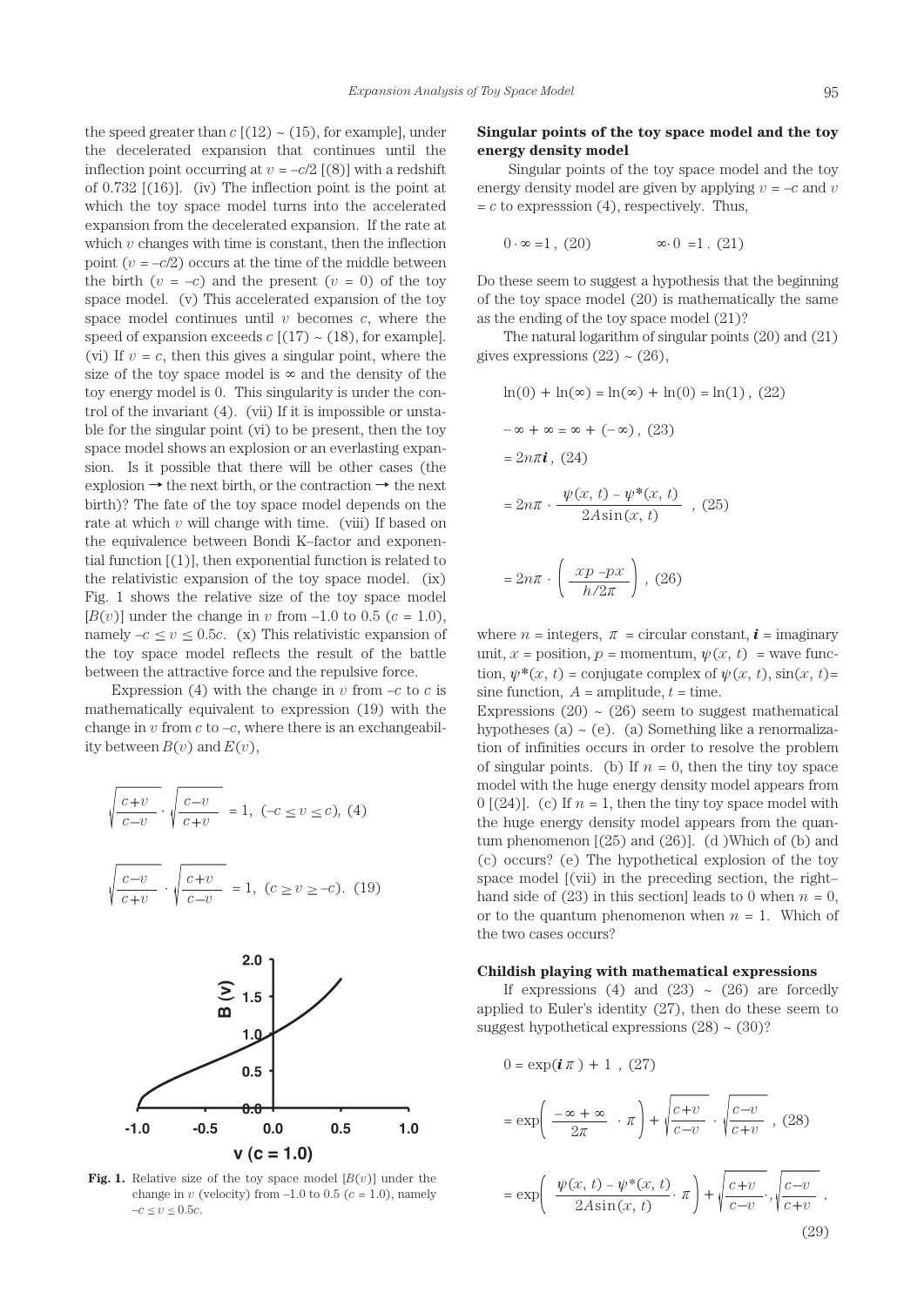the speed greater than $c$ [(12) ~ (15), for example], under the decelerated expansion that continues until the inflection point occurring at $v = -c/2$ [(8)] with a redshift of 0.732 [(16)]. (iv) The inflection point is the point at which the toy space model turns into the accelerated expansion from the decelerated expansion. If the rate at which $v$ changes with time is constant, then the inflection point ($v = -c/2$) occurs at the time of the middle between the birth ($v = -c$) and the present ($v = 0$) of the toy space model. (v) This accelerated expansion of the toy space model continues until $v$ becomes $c$, where the speed of expansion exceeds $c$ [(17) ~ (18), for example]. (vi) If $v = c$, then this gives a singular point, where the size of the toy space model is $\infty$ and the density of the toy energy model is 0. This singularity is under the control of the invariant (4). (vii) If it is impossible or unstable for the singular point (vi) to be present, then the toy space model shows an explosion or an everlasting expansion. Is it possible that there will be other cases (the explosion → the next birth, or the contraction → the next birth)? The fate of the toy space model depends on the rate at which $v$ will change with time. (viii) If based on the equivalence between Bondi K–factor and exponential function [(1)], then exponential function is related to the relativistic expansion of the toy space model. (ix) Fig. 1 shows the relative size of the toy space model [$B(v)$] under the change in $v$ from –1.0 to 0.5 ($c$ = 1.0), namely $-c \leq v \leq 0.5c$. (x) This relativistic expansion of the toy space model reflects the result of the battle between the attractive force and the repulsive force.

Expression (4) with the change in $v$ from $-c$ to $c$ is mathematically equivalent to expression (19) with the change in $v$ from $c$ to $-c$, where there is an exchangeability between $B(v)$ and $E(v)$,

$$\sqrt{\frac{c+v}{c-v}} \cdot \sqrt{\frac{c-v}{c+v}} = 1, \ (-c \leq v \leq c), \ (4)$$

$$\sqrt{\frac{c-v}{c+v}} \cdot \sqrt{\frac{c+v}{c-v}} = 1, \ (c \geq v \geq -c). \ (19)$$

**Fig. 1.** Relative size of the toy space model [$B(v)$] under the change in $v$ (velocity) from –1.0 to 0.5 ($c$ = 1.0), namely $-c \leq v \leq 0.5c$.

## Singular points of the toy space model and the toy energy density model

Singular points of the toy space model and the toy energy density model are given by applying $v = -c$ and $v = c$ to expresssion (4), respectively. Thus,

$$0 \cdot \infty = 1 \, , \ (20) \qquad \infty \cdot 0 = 1 \, . \ (21)$$

Do these seem to suggest a hypothesis that the beginning of the toy space model (20) is mathematically the same as the ending of the toy space model (21)?

The natural logarithm of singular points (20) and (21) gives expressions (22) ~ (26),

$$\ln(0) + \ln(\infty) = \ln(\infty) + \ln(0) = \ln(1) \, , \ (22)$$

$$-\infty + \infty = \infty + (-\infty) \, , \ (23)$$

$$= 2n\pi \boldsymbol{i} \, , \ (24)$$

$$= 2n\pi \cdot \frac{\psi(x, t) - \psi^*(x, t)}{2A\sin(x, t)} \, , \ (25)$$

$$= 2n\pi \cdot \left( \frac{xp - px}{h/2\pi} \right) , \ (26)$$

where $n$ = integers, $\pi$ = circular constant, $\boldsymbol{i}$ = imaginary unit, $x$ = position, $p$ = momentum, $\psi(x, t)$ = wave function, $\psi^*(x, t)$ = conjugate complex of $\psi(x, t)$, $\sin(x, t)$= sine function, $A$ = amplitude, $t$ = time.

Expressions (20) ~ (26) seem to suggest mathematical hypotheses (a) ~ (e). (a) Something like a renormalization of infinities occurs in order to resolve the problem of singular points. (b) If $n = 0$, then the tiny toy space model with the huge energy density model appears from 0 [(24)]. (c) If $n = 1$, then the tiny toy space model with the huge energy density model appears from the quantum phenomenon [(25) and (26)]. (d )Which of (b) and (c) occurs? (e) The hypothetical explosion of the toy space model [(vii) in the preceding section, the right–hand side of (23) in this section] leads to 0 when $n = 0$, or to the quantum phenomenon when $n = 1$. Which of the two cases occurs?

## Childish playing with mathematical expressions

If expressions (4) and (23) ~ (26) are forcedly applied to Euler's identity (27), then do these seem to suggest hypothetical expressions (28) ~ (30)?

$$0 = \exp(\boldsymbol{i}\,\pi) + 1 \, , \ (27)$$

$$= \exp\left( \frac{-\infty + \infty}{2\pi} \cdot \pi \right) + \sqrt{\frac{c+v}{c-v}} \cdot \sqrt{\frac{c-v}{c+v}} \, , \ (28)$$

$$= \exp\left( \frac{\psi(x, t) - \psi^*(x, t)}{2A\sin(x, t)} \cdot \pi \right) + \sqrt{\frac{c+v}{c-v}} \cdot \sqrt{\frac{c-v}{c+v}} \, , \ (29)$$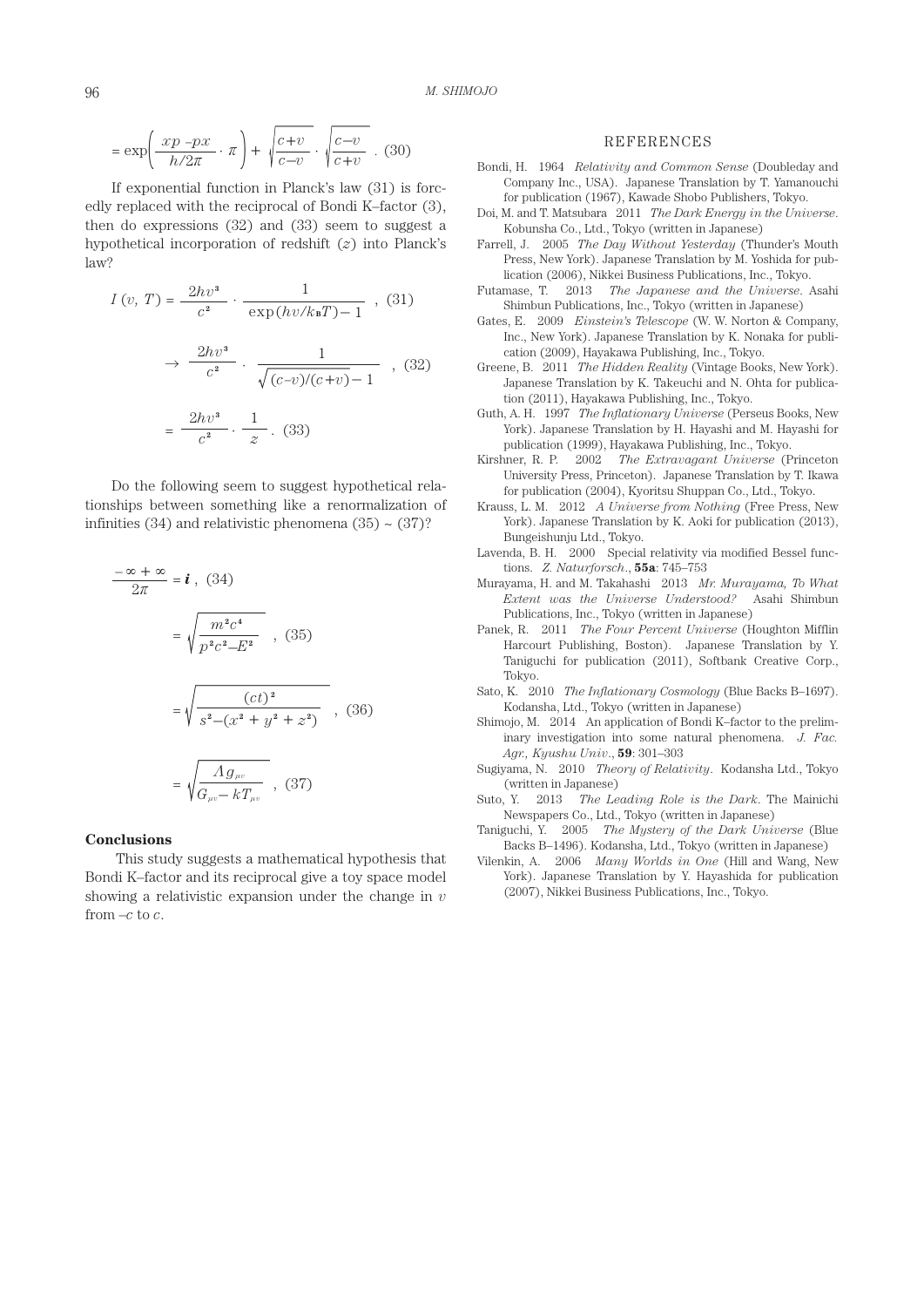$$= \exp\left(\frac{xp - px}{h/2\pi} \cdot \pi\right) + \sqrt{\frac{c+v}{c-v}} \cdot \sqrt{\frac{c-v}{c+v}} \quad . \ (30)$$

If exponential function in Planck's law (31) is forcedly replaced with the reciprocal of Bondi K–factor (3), then do expressions (32) and (33) seem to suggest a hypothetical incorporation of redshift ($z$) into Planck's law?

$$I\ (v,\ T) = \frac{2hv^3}{c^2} \cdot \frac{1}{\exp(hv/k_B T) - 1} \quad , \ (31)$$

$$\rightarrow \ \frac{2hv^3}{c^2} \cdot \frac{1}{\sqrt{(c-v)/(c+v)} - 1} \quad , \ (32)$$

$$= \ \frac{2hv^3}{c^2} \cdot \frac{1}{z} \ . \ (33)$$

Do the following seem to suggest hypothetical relationships between something like a renormalization of infinities (34) and relativistic phenomena (35) ~ (37)?

$$\frac{-\infty + \infty}{2\pi} = \boldsymbol{i} \ , \ (34)$$

$$= \sqrt{\frac{m^2c^4}{p^2c^2 - E^2}} \quad , \ (35)$$

$$= \sqrt{\frac{(ct)^2}{s^2 - (x^2 + y^2 + z^2)}} \quad , \ (36)$$

$$= \sqrt{\frac{\Lambda g_{\mu\nu}}{G_{\mu\nu} - kT_{\mu\nu}}} \quad , \ (37)$$

## Conclusions

This study suggests a mathematical hypothesis that Bondi K–factor and its reciprocal give a toy space model showing a relativistic expansion under the change in $v$ from $-c$ to $c$.

## REFERENCES

Bondi, H. 1964 *Relativity and Common Sense* (Doubleday and Company Inc., USA). Japanese Translation by T. Yamanouchi for publication (1967), Kawade Shobo Publishers, Tokyo.

Doi, M. and T. Matsubara 2011 *The Dark Energy in the Universe*. Kobunsha Co., Ltd., Tokyo (written in Japanese)

Farrell, J. 2005 *The Day Without Yesterday* (Thunder's Mouth Press, New York). Japanese Translation by M. Yoshida for publication (2006), Nikkei Business Publications, Inc., Tokyo.

Futamase, T. 2013 *The Japanese and the Universe*. Asahi Shimbun Publications, Inc., Tokyo (written in Japanese)

Gates, E. 2009 *Einstein's Telescope* (W. W. Norton & Company, Inc., New York). Japanese Translation by K. Nonaka for publication (2009), Hayakawa Publishing, Inc., Tokyo.

Greene, B. 2011 *The Hidden Reality* (Vintage Books, New York). Japanese Translation by K. Takeuchi and N. Ohta for publication (2011), Hayakawa Publishing, Inc., Tokyo.

Guth, A. H. 1997 *The Inflationary Universe* (Perseus Books, New York). Japanese Translation by H. Hayashi and M. Hayashi for publication (1999), Hayakawa Publishing, Inc., Tokyo.

Kirshner, R. P. 2002 *The Extravagant Universe* (Princeton University Press, Princeton). Japanese Translation by T. Ikawa for publication (2004), Kyoritsu Shuppan Co., Ltd., Tokyo.

Krauss, L. M. 2012 *A Universe from Nothing* (Free Press, New York). Japanese Translation by K. Aoki for publication (2013), Bungeishunju Ltd., Tokyo.

Lavenda, B. H. 2000 Special relativity via modified Bessel functions. *Z. Naturforsch.*, **55a**: 745–753

Murayama, H. and M. Takahashi 2013 *Mr. Murayama, To What Extent was the Universe Understood?* Asahi Shimbun Publications, Inc., Tokyo (written in Japanese)

Panek, R. 2011 *The Four Percent Universe* (Houghton Mifflin Harcourt Publishing, Boston). Japanese Translation by Y. Taniguchi for publication (2011), Softbank Creative Corp., Tokyo.

Sato, K. 2010 *The Inflationary Cosmology* (Blue Backs B–1697). Kodansha, Ltd., Tokyo (written in Japanese)

Shimojo, M. 2014 An application of Bondi K–factor to the preliminary investigation into some natural phenomena. *J. Fac. Agr., Kyushu Univ.*, **59**: 301–303

Sugiyama, N. 2010 *Theory of Relativity*. Kodansha Ltd., Tokyo (written in Japanese)

Suto, Y. 2013 *The Leading Role is the Dark*. The Mainichi Newspapers Co., Ltd., Tokyo (written in Japanese)

Taniguchi, Y. 2005 *The Mystery of the Dark Universe* (Blue Backs B–1496). Kodansha, Ltd., Tokyo (written in Japanese)

Vilenkin, A. 2006 *Many Worlds in One* (Hill and Wang, New York). Japanese Translation by Y. Hayashida for publication (2007), Nikkei Business Publications, Inc., Tokyo.